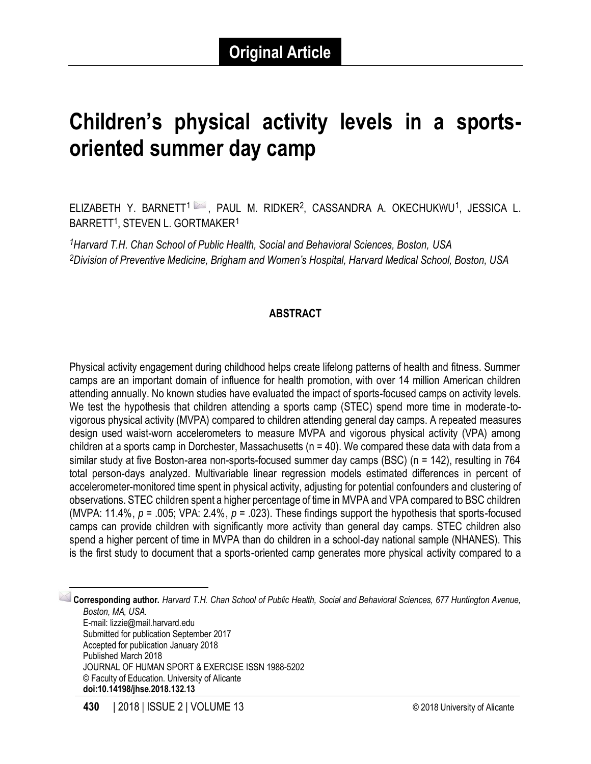**Original Article**

# Children's physical activity levels in a sports-oriented summer day camp

ELIZABETH Y. BARNETT[1], PAUL M. RIDKER[2], CASSANDRA A. OKECHUKWU[1], JESSICA L. BARRETT[1], STEVEN L. GORTMAKER[1]

*[1]Harvard T.H. Chan School of Public Health, Social and Behavioral Sciences, Boston, USA*
*[2]Division of Preventive Medicine, Brigham and Women's Hospital, Harvard Medical School, Boston, USA*

## ABSTRACT

Physical activity engagement during childhood helps create lifelong patterns of health and fitness. Summer camps are an important domain of influence for health promotion, with over 14 million American children attending annually. No known studies have evaluated the impact of sports-focused camps on activity levels. We test the hypothesis that children attending a sports camp (STEC) spend more time in moderate-to-vigorous physical activity (MVPA) compared to children attending general day camps. A repeated measures design used waist-worn accelerometers to measure MVPA and vigorous physical activity (VPA) among children at a sports camp in Dorchester, Massachusetts (n = 40). We compared these data with data from a similar study at five Boston-area non-sports-focused summer day camps (BSC) (n = 142), resulting in 764 total person-days analyzed. Multivariable linear regression models estimated differences in percent of accelerometer-monitored time spent in physical activity, adjusting for potential confounders and clustering of observations. STEC children spent a higher percentage of time in MVPA and VPA compared to BSC children (MVPA: 11.4%, $p = .005$; VPA: 2.4%, $p = .023$). These findings support the hypothesis that sports-focused camps can provide children with significantly more activity than general day camps. STEC children also spend a higher percent of time in MVPA than do children in a school-day national sample (NHANES). This is the first study to document that a sports-oriented camp generates more physical activity compared to a

**Corresponding author.** *Harvard T.H. Chan School of Public Health, Social and Behavioral Sciences, 677 Huntington Avenue, Boston, MA, USA.*
E-mail: lizzie@mail.harvard.edu
Submitted for publication September 2017
Accepted for publication January 2018
Published March 2018
JOURNAL OF HUMAN SPORT & EXERCISE ISSN 1988-5202
© Faculty of Education. University of Alicante
**doi:10.14198/jhse.2018.132.13**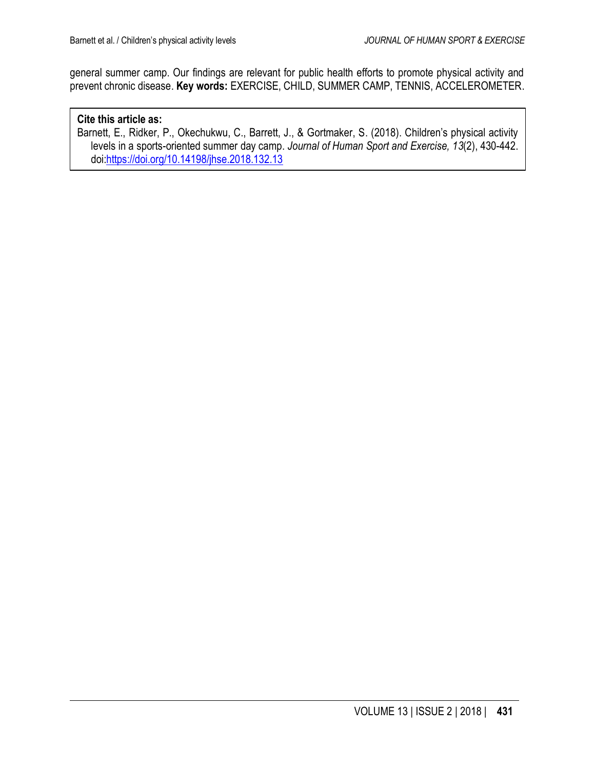general summer camp. Our findings are relevant for public health efforts to promote physical activity and prevent chronic disease. **Key words:** EXERCISE, CHILD, SUMMER CAMP, TENNIS, ACCELEROMETER.

**Cite this article as:**
Barnett, E., Ridker, P., Okechukwu, C., Barrett, J., & Gortmaker, S. (2018). Children's physical activity levels in a sports-oriented summer day camp. *Journal of Human Sport and Exercise, 13*(2), 430-442. doi:https://doi.org/10.14198/jhse.2018.132.13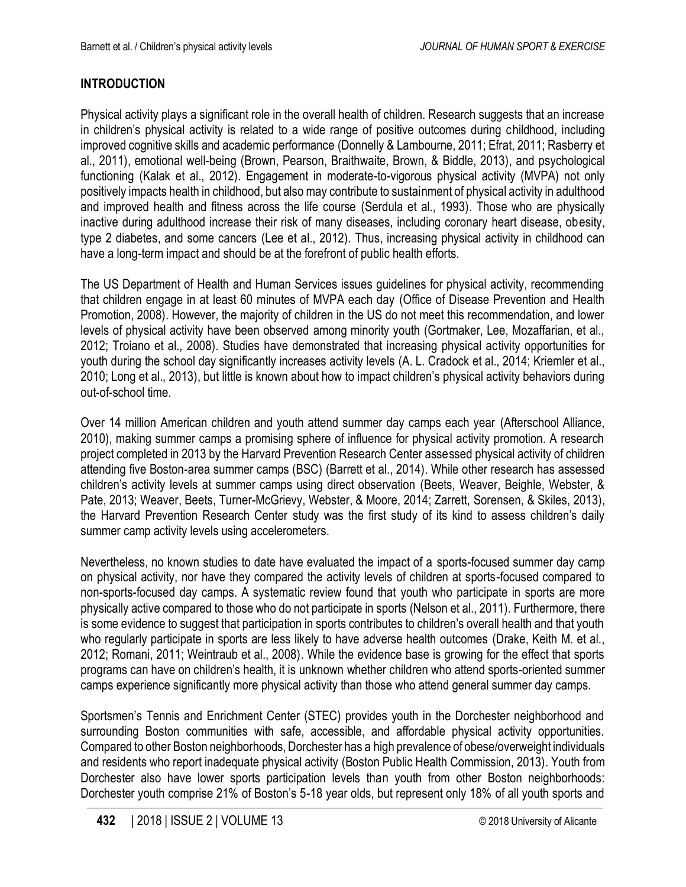## INTRODUCTION

Physical activity plays a significant role in the overall health of children. Research suggests that an increase in children's physical activity is related to a wide range of positive outcomes during childhood, including improved cognitive skills and academic performance (Donnelly & Lambourne, 2011; Efrat, 2011; Rasberry et al., 2011), emotional well-being (Brown, Pearson, Braithwaite, Brown, & Biddle, 2013), and psychological functioning (Kalak et al., 2012). Engagement in moderate-to-vigorous physical activity (MVPA) not only positively impacts health in childhood, but also may contribute to sustainment of physical activity in adulthood and improved health and fitness across the life course (Serdula et al., 1993). Those who are physically inactive during adulthood increase their risk of many diseases, including coronary heart disease, obesity, type 2 diabetes, and some cancers (Lee et al., 2012). Thus, increasing physical activity in childhood can have a long-term impact and should be at the forefront of public health efforts.

The US Department of Health and Human Services issues guidelines for physical activity, recommending that children engage in at least 60 minutes of MVPA each day (Office of Disease Prevention and Health Promotion, 2008). However, the majority of children in the US do not meet this recommendation, and lower levels of physical activity have been observed among minority youth (Gortmaker, Lee, Mozaffarian, et al., 2012; Troiano et al., 2008). Studies have demonstrated that increasing physical activity opportunities for youth during the school day significantly increases activity levels (A. L. Cradock et al., 2014; Kriemler et al., 2010; Long et al., 2013), but little is known about how to impact children's physical activity behaviors during out-of-school time.

Over 14 million American children and youth attend summer day camps each year (Afterschool Alliance, 2010), making summer camps a promising sphere of influence for physical activity promotion. A research project completed in 2013 by the Harvard Prevention Research Center assessed physical activity of children attending five Boston-area summer camps (BSC) (Barrett et al., 2014). While other research has assessed children's activity levels at summer camps using direct observation (Beets, Weaver, Beighle, Webster, & Pate, 2013; Weaver, Beets, Turner-McGrievy, Webster, & Moore, 2014; Zarrett, Sorensen, & Skiles, 2013), the Harvard Prevention Research Center study was the first study of its kind to assess children's daily summer camp activity levels using accelerometers.

Nevertheless, no known studies to date have evaluated the impact of a sports-focused summer day camp on physical activity, nor have they compared the activity levels of children at sports-focused compared to non-sports-focused day camps. A systematic review found that youth who participate in sports are more physically active compared to those who do not participate in sports (Nelson et al., 2011). Furthermore, there is some evidence to suggest that participation in sports contributes to children's overall health and that youth who regularly participate in sports are less likely to have adverse health outcomes (Drake, Keith M. et al., 2012; Romani, 2011; Weintraub et al., 2008). While the evidence base is growing for the effect that sports programs can have on children's health, it is unknown whether children who attend sports-oriented summer camps experience significantly more physical activity than those who attend general summer day camps.

Sportsmen's Tennis and Enrichment Center (STEC) provides youth in the Dorchester neighborhood and surrounding Boston communities with safe, accessible, and affordable physical activity opportunities. Compared to other Boston neighborhoods, Dorchester has a high prevalence of obese/overweight individuals and residents who report inadequate physical activity (Boston Public Health Commission, 2013). Youth from Dorchester also have lower sports participation levels than youth from other Boston neighborhoods: Dorchester youth comprise 21% of Boston's 5-18 year olds, but represent only 18% of all youth sports and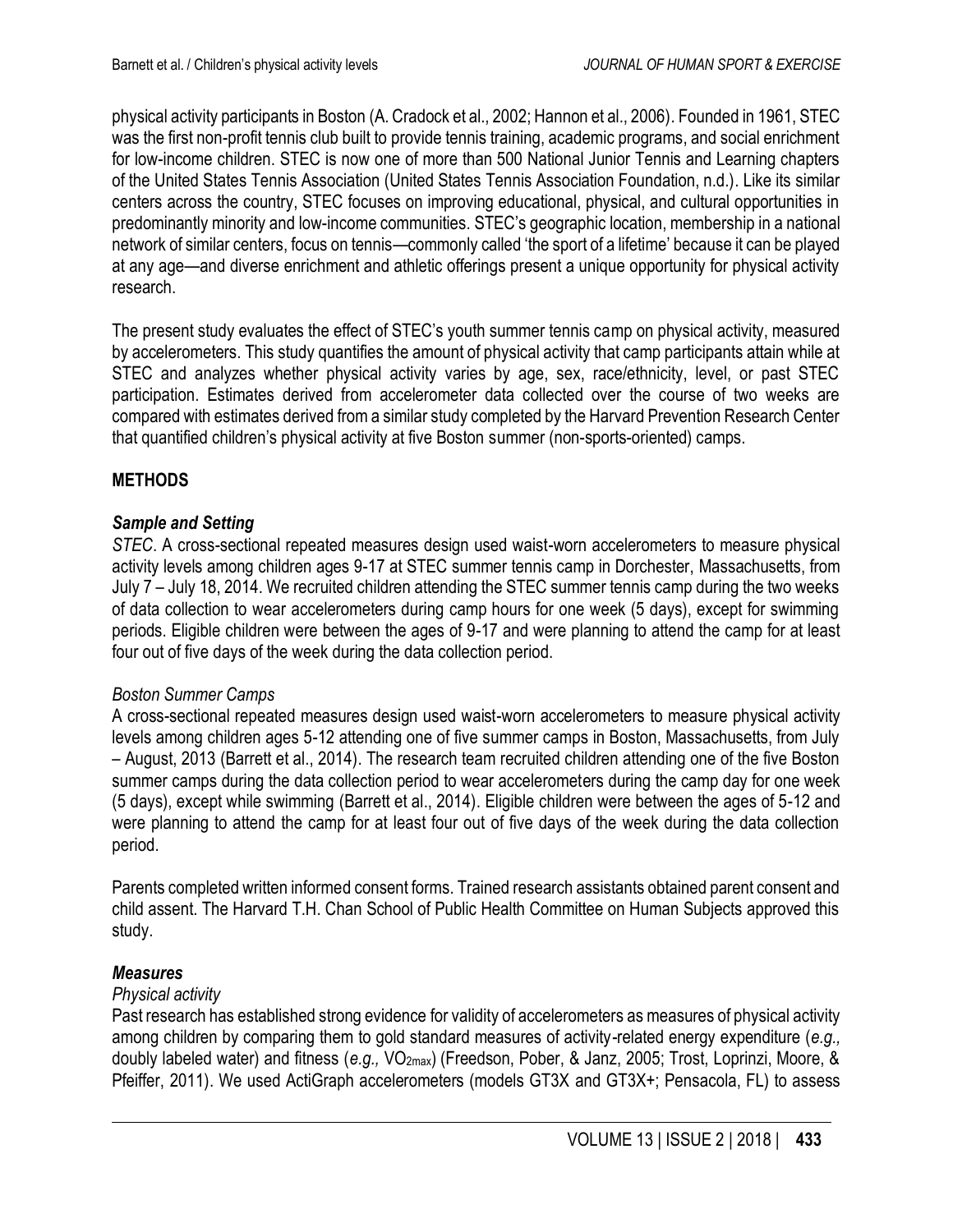physical activity participants in Boston (A. Cradock et al., 2002; Hannon et al., 2006). Founded in 1961, STEC was the first non-profit tennis club built to provide tennis training, academic programs, and social enrichment for low-income children. STEC is now one of more than 500 National Junior Tennis and Learning chapters of the United States Tennis Association (United States Tennis Association Foundation, n.d.). Like its similar centers across the country, STEC focuses on improving educational, physical, and cultural opportunities in predominantly minority and low-income communities. STEC's geographic location, membership in a national network of similar centers, focus on tennis—commonly called 'the sport of a lifetime' because it can be played at any age—and diverse enrichment and athletic offerings present a unique opportunity for physical activity research.

The present study evaluates the effect of STEC's youth summer tennis camp on physical activity, measured by accelerometers. This study quantifies the amount of physical activity that camp participants attain while at STEC and analyzes whether physical activity varies by age, sex, race/ethnicity, level, or past STEC participation. Estimates derived from accelerometer data collected over the course of two weeks are compared with estimates derived from a similar study completed by the Harvard Prevention Research Center that quantified children's physical activity at five Boston summer (non-sports-oriented) camps.

## METHODS

### *Sample and Setting*

*STEC*. A cross-sectional repeated measures design used waist-worn accelerometers to measure physical activity levels among children ages 9-17 at STEC summer tennis camp in Dorchester, Massachusetts, from July 7 – July 18, 2014. We recruited children attending the STEC summer tennis camp during the two weeks of data collection to wear accelerometers during camp hours for one week (5 days), except for swimming periods. Eligible children were between the ages of 9-17 and were planning to attend the camp for at least four out of five days of the week during the data collection period.

*Boston Summer Camps*

A cross-sectional repeated measures design used waist-worn accelerometers to measure physical activity levels among children ages 5-12 attending one of five summer camps in Boston, Massachusetts, from July – August, 2013 (Barrett et al., 2014). The research team recruited children attending one of the five Boston summer camps during the data collection period to wear accelerometers during the camp day for one week (5 days), except while swimming (Barrett et al., 2014). Eligible children were between the ages of 5-12 and were planning to attend the camp for at least four out of five days of the week during the data collection period.

Parents completed written informed consent forms. Trained research assistants obtained parent consent and child assent. The Harvard T.H. Chan School of Public Health Committee on Human Subjects approved this study.

### *Measures*

*Physical activity*

Past research has established strong evidence for validity of accelerometers as measures of physical activity among children by comparing them to gold standard measures of activity-related energy expenditure (*e.g.,* doubly labeled water) and fitness (*e.g.,* $VO_{2max}$) (Freedson, Pober, & Janz, 2005; Trost, Loprinzi, Moore, & Pfeiffer, 2011). We used ActiGraph accelerometers (models GT3X and GT3X+; Pensacola, FL) to assess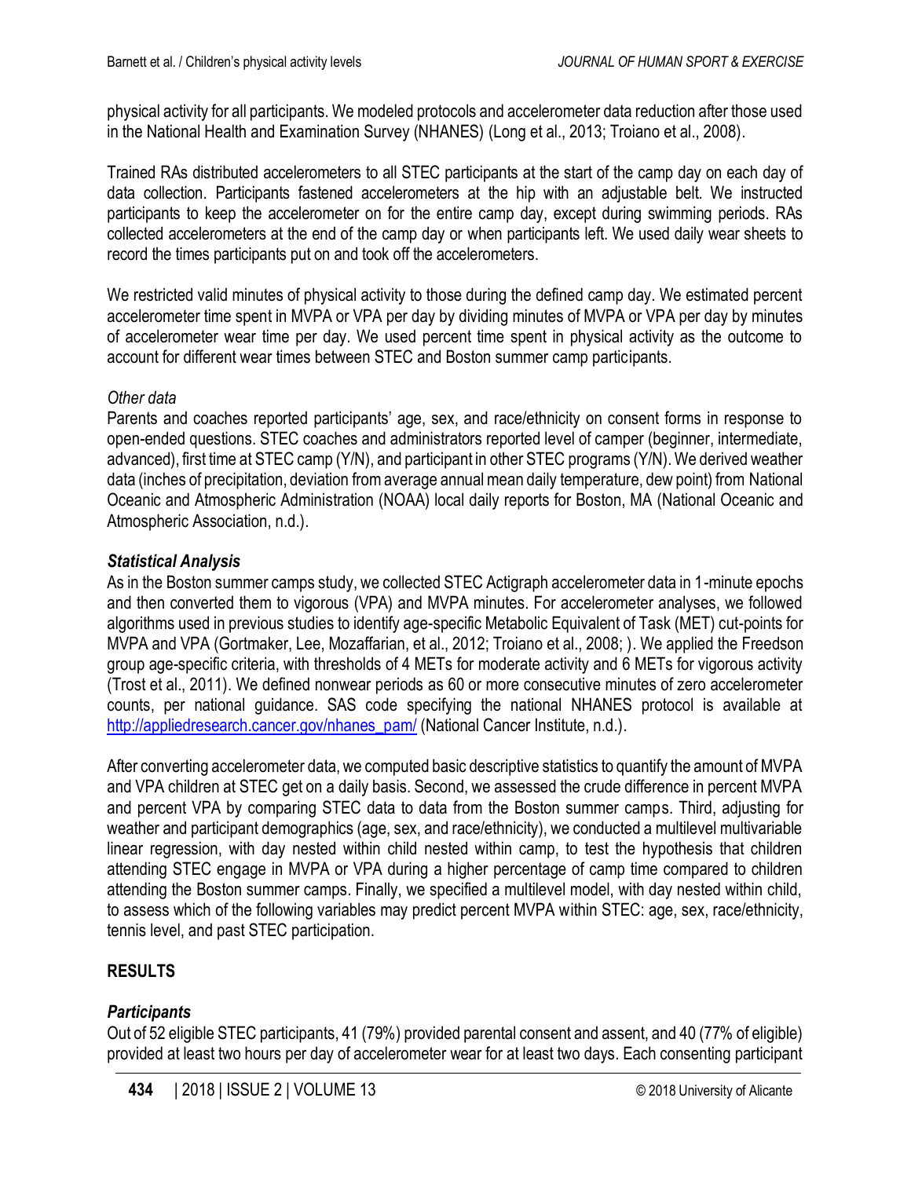physical activity for all participants. We modeled protocols and accelerometer data reduction after those used in the National Health and Examination Survey (NHANES) (Long et al., 2013; Troiano et al., 2008).

Trained RAs distributed accelerometers to all STEC participants at the start of the camp day on each day of data collection. Participants fastened accelerometers at the hip with an adjustable belt. We instructed participants to keep the accelerometer on for the entire camp day, except during swimming periods. RAs collected accelerometers at the end of the camp day or when participants left. We used daily wear sheets to record the times participants put on and took off the accelerometers.

We restricted valid minutes of physical activity to those during the defined camp day. We estimated percent accelerometer time spent in MVPA or VPA per day by dividing minutes of MVPA or VPA per day by minutes of accelerometer wear time per day. We used percent time spent in physical activity as the outcome to account for different wear times between STEC and Boston summer camp participants.

*Other data*

Parents and coaches reported participants' age, sex, and race/ethnicity on consent forms in response to open-ended questions. STEC coaches and administrators reported level of camper (beginner, intermediate, advanced), first time at STEC camp (Y/N), and participant in other STEC programs (Y/N). We derived weather data (inches of precipitation, deviation from average annual mean daily temperature, dew point) from National Oceanic and Atmospheric Administration (NOAA) local daily reports for Boston, MA (National Oceanic and Atmospheric Association, n.d.).

### *Statistical Analysis*

As in the Boston summer camps study, we collected STEC Actigraph accelerometer data in 1-minute epochs and then converted them to vigorous (VPA) and MVPA minutes. For accelerometer analyses, we followed algorithms used in previous studies to identify age-specific Metabolic Equivalent of Task (MET) cut-points for MVPA and VPA (Gortmaker, Lee, Mozaffarian, et al., 2012; Troiano et al., 2008; ). We applied the Freedson group age-specific criteria, with thresholds of 4 METs for moderate activity and 6 METs for vigorous activity (Trost et al., 2011). We defined nonwear periods as 60 or more consecutive minutes of zero accelerometer counts, per national guidance. SAS code specifying the national NHANES protocol is available at http://appliedresearch.cancer.gov/nhanes_pam/ (National Cancer Institute, n.d.).

After converting accelerometer data, we computed basic descriptive statistics to quantify the amount of MVPA and VPA children at STEC get on a daily basis. Second, we assessed the crude difference in percent MVPA and percent VPA by comparing STEC data to data from the Boston summer camps. Third, adjusting for weather and participant demographics (age, sex, and race/ethnicity), we conducted a multilevel multivariable linear regression, with day nested within child nested within camp, to test the hypothesis that children attending STEC engage in MVPA or VPA during a higher percentage of camp time compared to children attending the Boston summer camps. Finally, we specified a multilevel model, with day nested within child, to assess which of the following variables may predict percent MVPA within STEC: age, sex, race/ethnicity, tennis level, and past STEC participation.

## RESULTS

### *Participants*

Out of 52 eligible STEC participants, 41 (79%) provided parental consent and assent, and 40 (77% of eligible) provided at least two hours per day of accelerometer wear for at least two days. Each consenting participant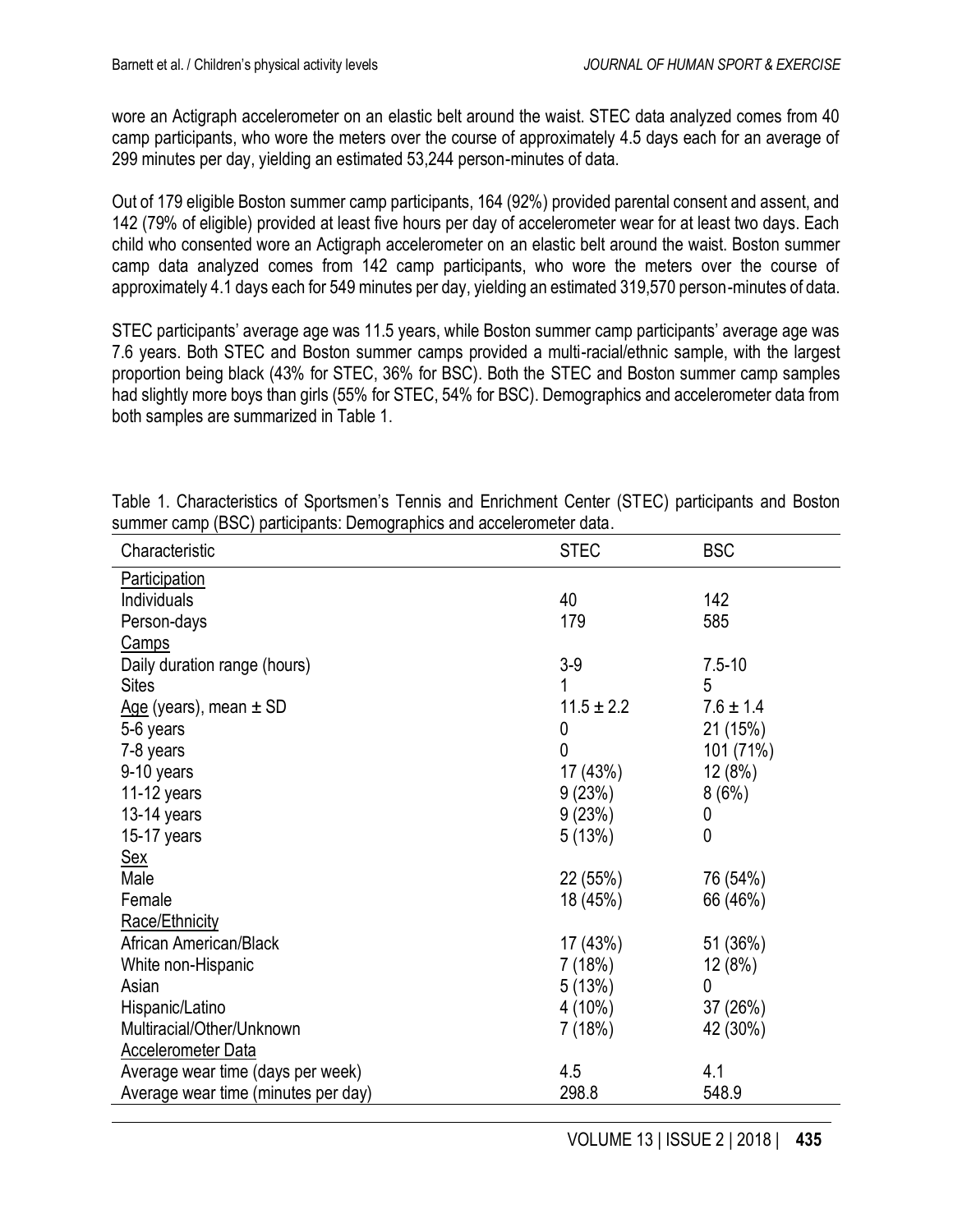wore an Actigraph accelerometer on an elastic belt around the waist. STEC data analyzed comes from 40 camp participants, who wore the meters over the course of approximately 4.5 days each for an average of 299 minutes per day, yielding an estimated 53,244 person-minutes of data.

Out of 179 eligible Boston summer camp participants, 164 (92%) provided parental consent and assent, and 142 (79% of eligible) provided at least five hours per day of accelerometer wear for at least two days. Each child who consented wore an Actigraph accelerometer on an elastic belt around the waist. Boston summer camp data analyzed comes from 142 camp participants, who wore the meters over the course of approximately 4.1 days each for 549 minutes per day, yielding an estimated 319,570 person-minutes of data.

STEC participants' average age was 11.5 years, while Boston summer camp participants' average age was 7.6 years. Both STEC and Boston summer camps provided a multi-racial/ethnic sample, with the largest proportion being black (43% for STEC, 36% for BSC). Both the STEC and Boston summer camp samples had slightly more boys than girls (55% for STEC, 54% for BSC). Demographics and accelerometer data from both samples are summarized in Table 1.

Table 1. Characteristics of Sportsmen's Tennis and Enrichment Center (STEC) participants and Boston summer camp (BSC) participants: Demographics and accelerometer data.

| Characteristic | STEC | BSC |
|---|---|---|
| Participation | | |
| Individuals | 40 | 142 |
| Person-days | 179 | 585 |
| Camps | | |
| Daily duration range (hours) | 3-9 | 7.5-10 |
| Sites | 1 | 5 |
| Age (years), mean ± SD | 11.5 ± 2.2 | 7.6 ± 1.4 |
| 5-6 years | 0 | 21 (15%) |
| 7-8 years | 0 | 101 (71%) |
| 9-10 years | 17 (43%) | 12 (8%) |
| 11-12 years | 9 (23%) | 8 (6%) |
| 13-14 years | 9 (23%) | 0 |
| 15-17 years | 5 (13%) | 0 |
| Sex | | |
| Male | 22 (55%) | 76 (54%) |
| Female | 18 (45%) | 66 (46%) |
| Race/Ethnicity | | |
| African American/Black | 17 (43%) | 51 (36%) |
| White non-Hispanic | 7 (18%) | 12 (8%) |
| Asian | 5 (13%) | 0 |
| Hispanic/Latino | 4 (10%) | 37 (26%) |
| Multiracial/Other/Unknown | 7 (18%) | 42 (30%) |
| Accelerometer Data | | |
| Average wear time (days per week) | 4.5 | 4.1 |
| Average wear time (minutes per day) | 298.8 | 548.9 |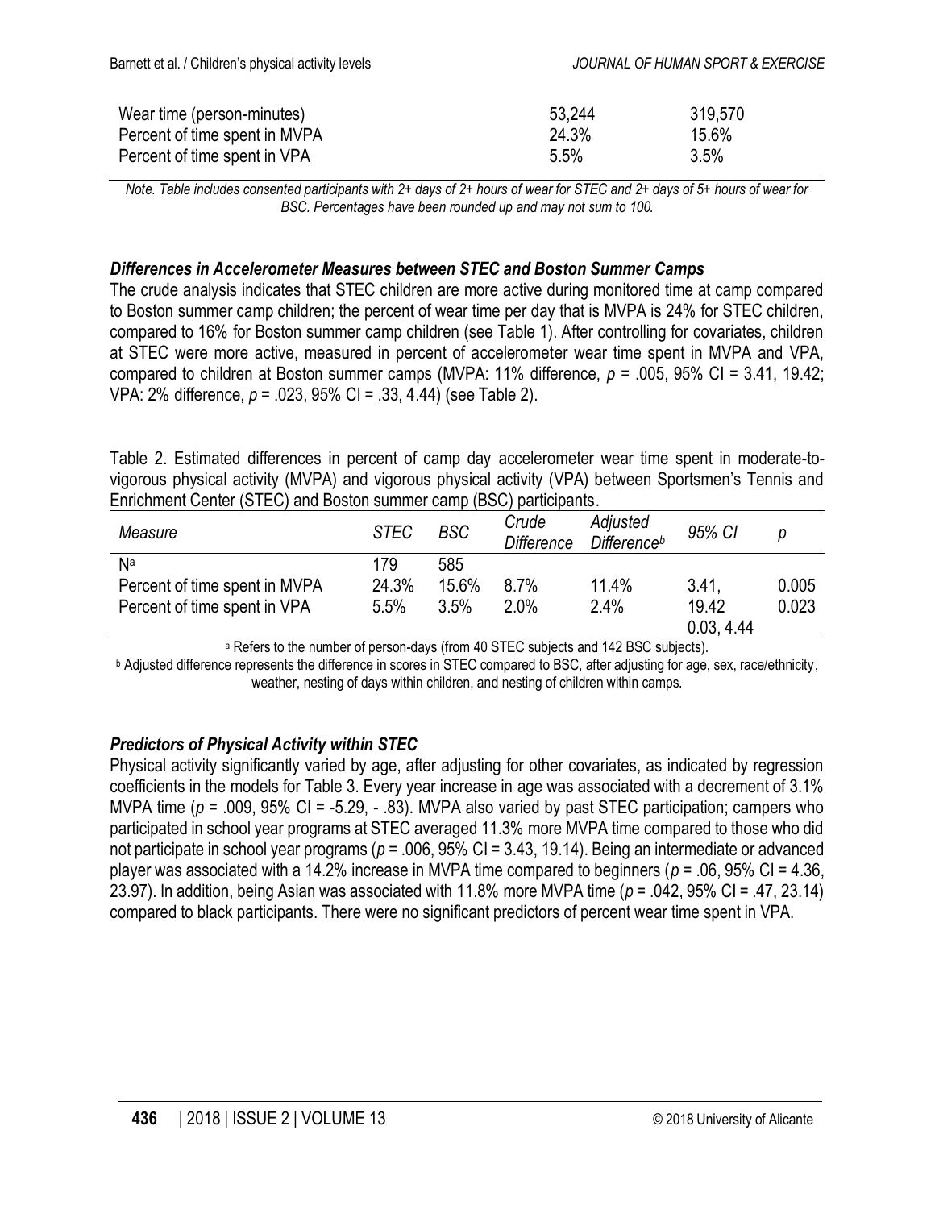| Wear time (person-minutes) | 53,244 | 319,570 |
|---|---|---|
| Percent of time spent in MVPA | 24.3% | 15.6% |
| Percent of time spent in VPA | 5.5% | 3.5% |

*Note. Table includes consented participants with 2+ days of 2+ hours of wear for STEC and 2+ days of 5+ hours of wear for BSC. Percentages have been rounded up and may not sum to 100.*

### *Differences in Accelerometer Measures between STEC and Boston Summer Camps*

The crude analysis indicates that STEC children are more active during monitored time at camp compared to Boston summer camp children; the percent of wear time per day that is MVPA is 24% for STEC children, compared to 16% for Boston summer camp children (see Table 1). After controlling for covariates, children at STEC were more active, measured in percent of accelerometer wear time spent in MVPA and VPA, compared to children at Boston summer camps (MVPA: 11% difference, $p$ = .005, 95% CI = 3.41, 19.42; VPA: 2% difference, $p$ = .023, 95% CI = .33, 4.44) (see Table 2).

Table 2. Estimated differences in percent of camp day accelerometer wear time spent in moderate-to-vigorous physical activity (MVPA) and vigorous physical activity (VPA) between Sportsmen's Tennis and Enrichment Center (STEC) and Boston summer camp (BSC) participants.

| *Measure* | *STEC* | *BSC* | *Crude Difference* | *Adjusted Difference*[b] | *95% CI* | *p* |
|---|---|---|---|---|---|---|
| N[a] | 179 | 585 | | | | |
| Percent of time spent in MVPA | 24.3% | 15.6% | 8.7% | 11.4% | 3.41, 19.42 | 0.005 |
| Percent of time spent in VPA | 5.5% | 3.5% | 2.0% | 2.4% | 0.03, 4.44 | 0.023 |

[a] Refers to the number of person-days (from 40 STEC subjects and 142 BSC subjects).
[b] Adjusted difference represents the difference in scores in STEC compared to BSC, after adjusting for age, sex, race/ethnicity, weather, nesting of days within children, and nesting of children within camps.

### *Predictors of Physical Activity within STEC*

Physical activity significantly varied by age, after adjusting for other covariates, as indicated by regression coefficients in the models for Table 3. Every year increase in age was associated with a decrement of 3.1% MVPA time ($p$ = .009, 95% CI = -5.29, - .83). MVPA also varied by past STEC participation; campers who participated in school year programs at STEC averaged 11.3% more MVPA time compared to those who did not participate in school year programs ($p$ = .006, 95% CI = 3.43, 19.14). Being an intermediate or advanced player was associated with a 14.2% increase in MVPA time compared to beginners ($p$ = .06, 95% CI = 4.36, 23.97). In addition, being Asian was associated with 11.8% more MVPA time ($p$ = .042, 95% CI = .47, 23.14) compared to black participants. There were no significant predictors of percent wear time spent in VPA.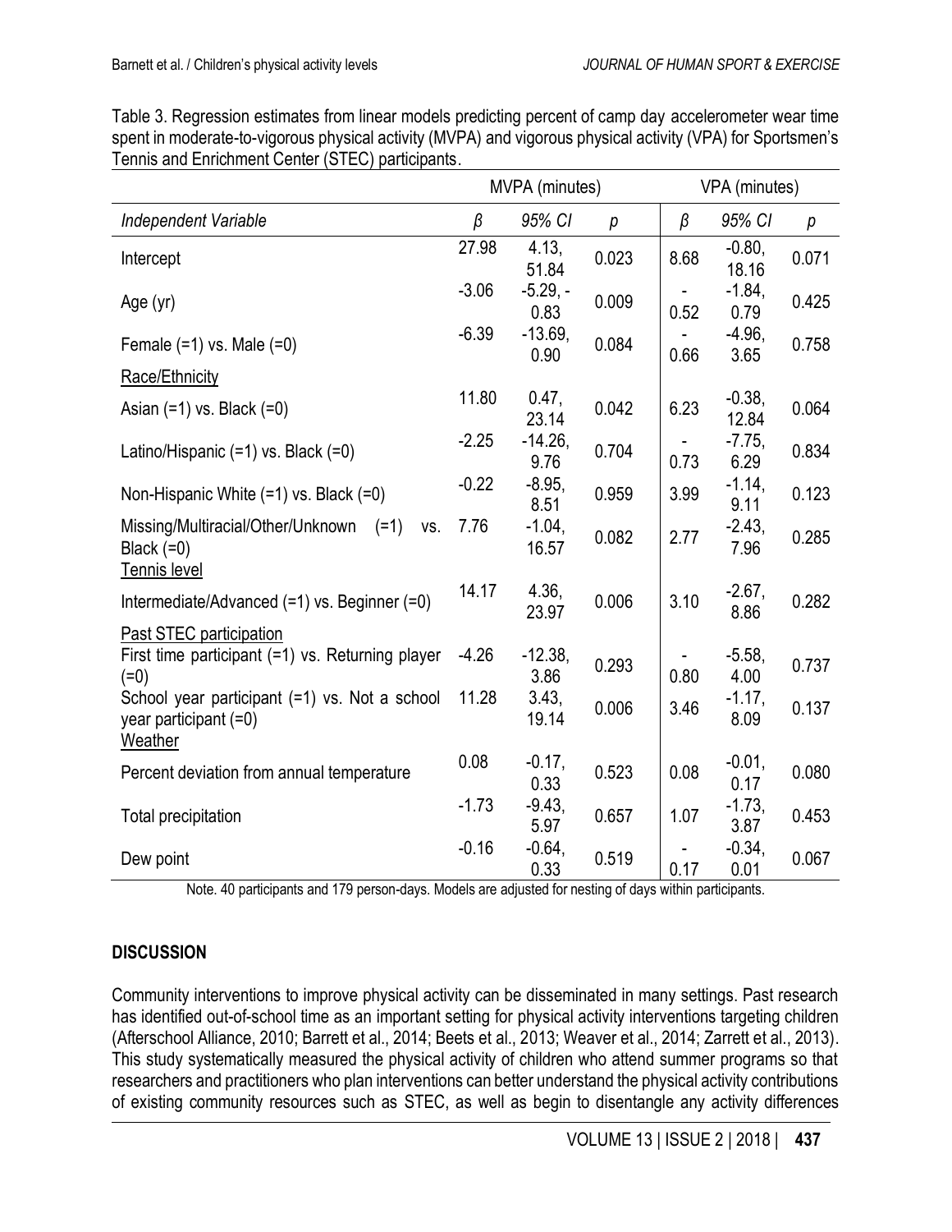Table 3. Regression estimates from linear models predicting percent of camp day accelerometer wear time spent in moderate-to-vigorous physical activity (MVPA) and vigorous physical activity (VPA) for Sportsmen's Tennis and Enrichment Center (STEC) participants.

| | MVPA (minutes) | | | VPA (minutes) | | |
|---|---|---|---|---|---|---|
| *Independent Variable* | *β* | *95% CI* | *p* | *β* | *95% CI* | *p* |
| Intercept | 27.98 | 4.13, 51.84 | 0.023 | 8.68 | -0.80, 18.16 | 0.071 |
| Age (yr) | -3.06 | -5.29, -0.83 | 0.009 | -0.52 | -1.84, 0.79 | 0.425 |
| Female (=1) vs. Male (=0) | -6.39 | -13.69, 0.90 | 0.084 | -0.66 | -4.96, 3.65 | 0.758 |
| Race/Ethnicity | | | | | | |
| Asian (=1) vs. Black (=0) | 11.80 | 0.47, 23.14 | 0.042 | 6.23 | -0.38, 12.84 | 0.064 |
| Latino/Hispanic (=1) vs. Black (=0) | -2.25 | -14.26, 9.76 | 0.704 | -0.73 | -7.75, 6.29 | 0.834 |
| Non-Hispanic White (=1) vs. Black (=0) | -0.22 | -8.95, 8.51 | 0.959 | 3.99 | -1.14, 9.11 | 0.123 |
| Missing/Multiracial/Other/Unknown (=1) vs. Black (=0) | 7.76 | -1.04, 16.57 | 0.082 | 2.77 | -2.43, 7.96 | 0.285 |
| Tennis level | | | | | | |
| Intermediate/Advanced (=1) vs. Beginner (=0) | 14.17 | 4.36, 23.97 | 0.006 | 3.10 | -2.67, 8.86 | 0.282 |
| Past STEC participation | | | | | | |
| First time participant (=1) vs. Returning player (=0) | -4.26 | -12.38, 3.86 | 0.293 | -0.80 | -5.58, 4.00 | 0.737 |
| School year participant (=1) vs. Not a school year participant (=0) | 11.28 | 3.43, 19.14 | 0.006 | 3.46 | -1.17, 8.09 | 0.137 |
| Weather | | | | | | |
| Percent deviation from annual temperature | 0.08 | -0.17, 0.33 | 0.523 | 0.08 | -0.01, 0.17 | 0.080 |
| Total precipitation | -1.73 | -9.43, 5.97 | 0.657 | 1.07 | -1.73, 3.87 | 0.453 |
| Dew point | -0.16 | -0.64, 0.33 | 0.519 | -0.17 | -0.34, 0.01 | 0.067 |

Note. 40 participants and 179 person-days. Models are adjusted for nesting of days within participants.

## DISCUSSION

Community interventions to improve physical activity can be disseminated in many settings. Past research has identified out-of-school time as an important setting for physical activity interventions targeting children (Afterschool Alliance, 2010; Barrett et al., 2014; Beets et al., 2013; Weaver et al., 2014; Zarrett et al., 2013). This study systematically measured the physical activity of children who attend summer programs so that researchers and practitioners who plan interventions can better understand the physical activity contributions of existing community resources such as STEC, as well as begin to disentangle any activity differences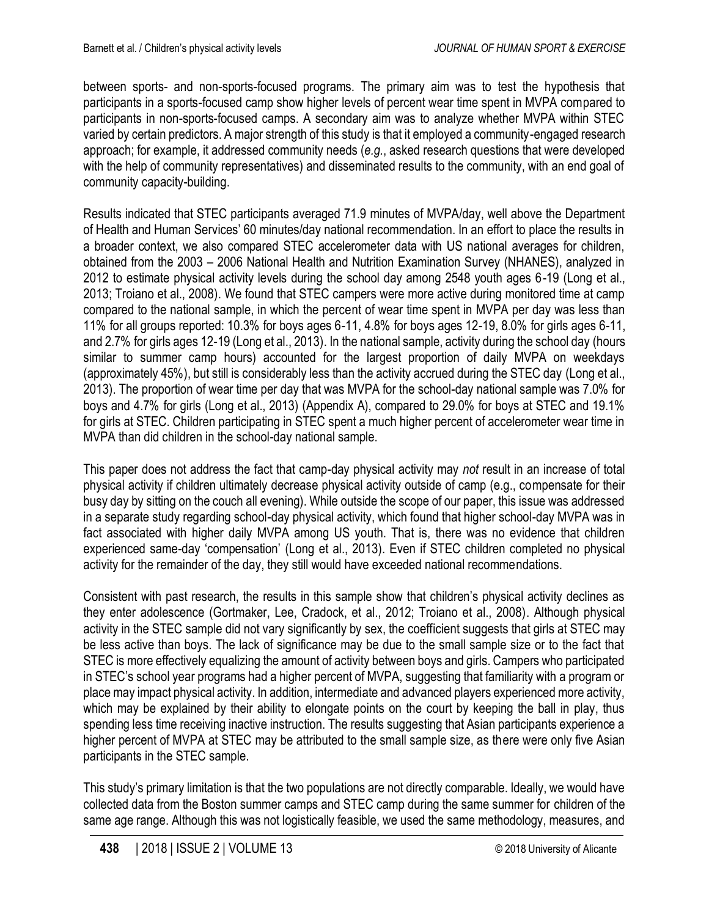between sports- and non-sports-focused programs. The primary aim was to test the hypothesis that participants in a sports-focused camp show higher levels of percent wear time spent in MVPA compared to participants in non-sports-focused camps. A secondary aim was to analyze whether MVPA within STEC varied by certain predictors. A major strength of this study is that it employed a community-engaged research approach; for example, it addressed community needs (*e.g.*, asked research questions that were developed with the help of community representatives) and disseminated results to the community, with an end goal of community capacity-building.

Results indicated that STEC participants averaged 71.9 minutes of MVPA/day, well above the Department of Health and Human Services' 60 minutes/day national recommendation. In an effort to place the results in a broader context, we also compared STEC accelerometer data with US national averages for children, obtained from the 2003 – 2006 National Health and Nutrition Examination Survey (NHANES), analyzed in 2012 to estimate physical activity levels during the school day among 2548 youth ages 6-19 (Long et al., 2013; Troiano et al., 2008). We found that STEC campers were more active during monitored time at camp compared to the national sample, in which the percent of wear time spent in MVPA per day was less than 11% for all groups reported: 10.3% for boys ages 6-11, 4.8% for boys ages 12-19, 8.0% for girls ages 6-11, and 2.7% for girls ages 12-19 (Long et al., 2013). In the national sample, activity during the school day (hours similar to summer camp hours) accounted for the largest proportion of daily MVPA on weekdays (approximately 45%), but still is considerably less than the activity accrued during the STEC day (Long et al., 2013). The proportion of wear time per day that was MVPA for the school-day national sample was 7.0% for boys and 4.7% for girls (Long et al., 2013) (Appendix A), compared to 29.0% for boys at STEC and 19.1% for girls at STEC. Children participating in STEC spent a much higher percent of accelerometer wear time in MVPA than did children in the school-day national sample.

This paper does not address the fact that camp-day physical activity may *not* result in an increase of total physical activity if children ultimately decrease physical activity outside of camp (e.g., compensate for their busy day by sitting on the couch all evening). While outside the scope of our paper, this issue was addressed in a separate study regarding school-day physical activity, which found that higher school-day MVPA was in fact associated with higher daily MVPA among US youth. That is, there was no evidence that children experienced same-day 'compensation' (Long et al., 2013). Even if STEC children completed no physical activity for the remainder of the day, they still would have exceeded national recommendations.

Consistent with past research, the results in this sample show that children's physical activity declines as they enter adolescence (Gortmaker, Lee, Cradock, et al., 2012; Troiano et al., 2008). Although physical activity in the STEC sample did not vary significantly by sex, the coefficient suggests that girls at STEC may be less active than boys. The lack of significance may be due to the small sample size or to the fact that STEC is more effectively equalizing the amount of activity between boys and girls. Campers who participated in STEC's school year programs had a higher percent of MVPA, suggesting that familiarity with a program or place may impact physical activity. In addition, intermediate and advanced players experienced more activity, which may be explained by their ability to elongate points on the court by keeping the ball in play, thus spending less time receiving inactive instruction. The results suggesting that Asian participants experience a higher percent of MVPA at STEC may be attributed to the small sample size, as there were only five Asian participants in the STEC sample.

This study's primary limitation is that the two populations are not directly comparable. Ideally, we would have collected data from the Boston summer camps and STEC camp during the same summer for children of the same age range. Although this was not logistically feasible, we used the same methodology, measures, and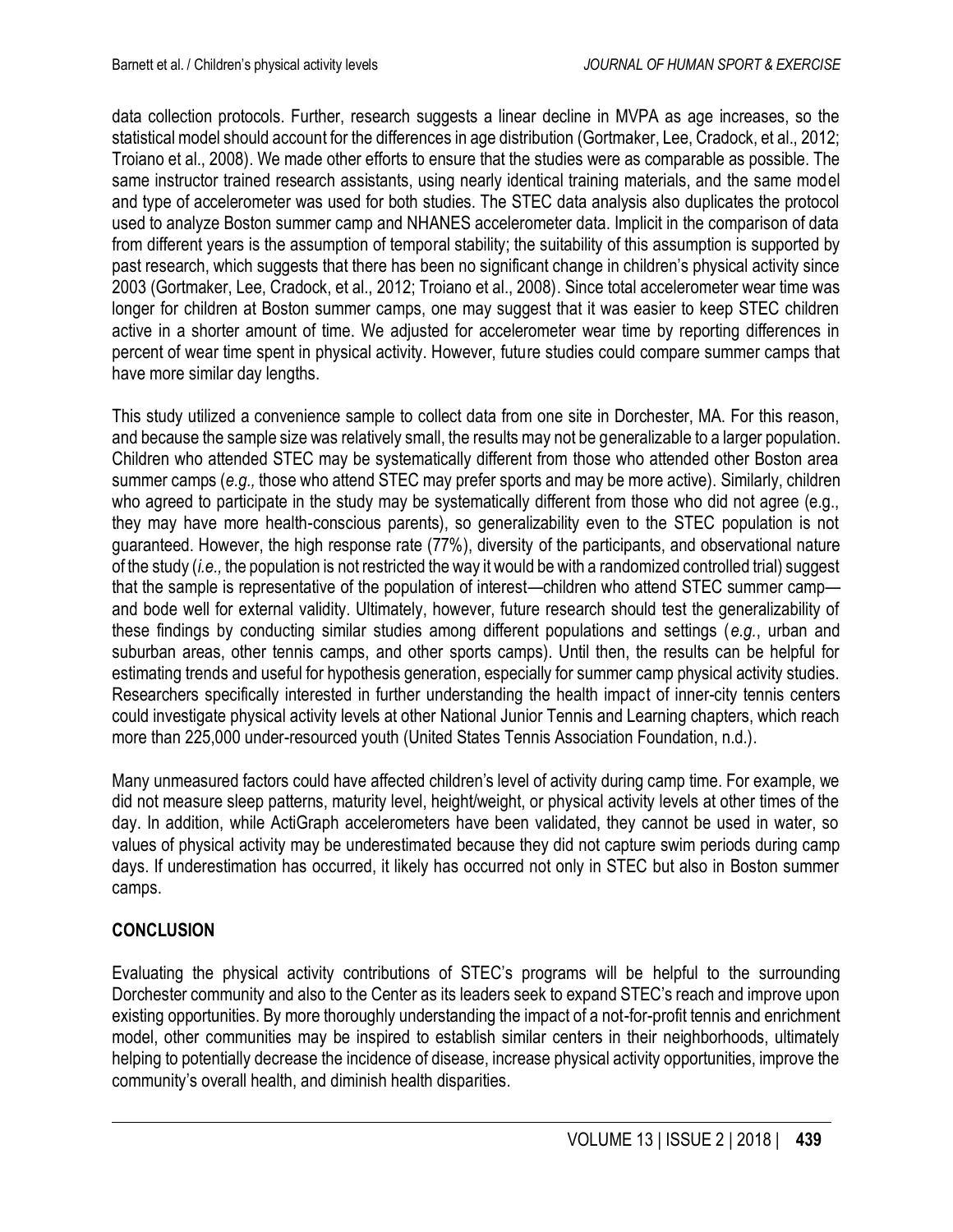data collection protocols. Further, research suggests a linear decline in MVPA as age increases, so the statistical model should account for the differences in age distribution (Gortmaker, Lee, Cradock, et al., 2012; Troiano et al., 2008). We made other efforts to ensure that the studies were as comparable as possible. The same instructor trained research assistants, using nearly identical training materials, and the same model and type of accelerometer was used for both studies. The STEC data analysis also duplicates the protocol used to analyze Boston summer camp and NHANES accelerometer data. Implicit in the comparison of data from different years is the assumption of temporal stability; the suitability of this assumption is supported by past research, which suggests that there has been no significant change in children's physical activity since 2003 (Gortmaker, Lee, Cradock, et al., 2012; Troiano et al., 2008). Since total accelerometer wear time was longer for children at Boston summer camps, one may suggest that it was easier to keep STEC children active in a shorter amount of time. We adjusted for accelerometer wear time by reporting differences in percent of wear time spent in physical activity. However, future studies could compare summer camps that have more similar day lengths.

This study utilized a convenience sample to collect data from one site in Dorchester, MA. For this reason, and because the sample size was relatively small, the results may not be generalizable to a larger population. Children who attended STEC may be systematically different from those who attended other Boston area summer camps (*e.g.,* those who attend STEC may prefer sports and may be more active). Similarly, children who agreed to participate in the study may be systematically different from those who did not agree (e.g., they may have more health-conscious parents), so generalizability even to the STEC population is not guaranteed. However, the high response rate (77%), diversity of the participants, and observational nature of the study (*i.e.,* the population is not restricted the way it would be with a randomized controlled trial) suggest that the sample is representative of the population of interest—children who attend STEC summer camp—and bode well for external validity. Ultimately, however, future research should test the generalizability of these findings by conducting similar studies among different populations and settings (*e.g.,* urban and suburban areas, other tennis camps, and other sports camps). Until then, the results can be helpful for estimating trends and useful for hypothesis generation, especially for summer camp physical activity studies. Researchers specifically interested in further understanding the health impact of inner-city tennis centers could investigate physical activity levels at other National Junior Tennis and Learning chapters, which reach more than 225,000 under-resourced youth (United States Tennis Association Foundation, n.d.).

Many unmeasured factors could have affected children's level of activity during camp time. For example, we did not measure sleep patterns, maturity level, height/weight, or physical activity levels at other times of the day. In addition, while ActiGraph accelerometers have been validated, they cannot be used in water, so values of physical activity may be underestimated because they did not capture swim periods during camp days. If underestimation has occurred, it likely has occurred not only in STEC but also in Boston summer camps.

## CONCLUSION

Evaluating the physical activity contributions of STEC's programs will be helpful to the surrounding Dorchester community and also to the Center as its leaders seek to expand STEC's reach and improve upon existing opportunities. By more thoroughly understanding the impact of a not-for-profit tennis and enrichment model, other communities may be inspired to establish similar centers in their neighborhoods, ultimately helping to potentially decrease the incidence of disease, increase physical activity opportunities, improve the community's overall health, and diminish health disparities.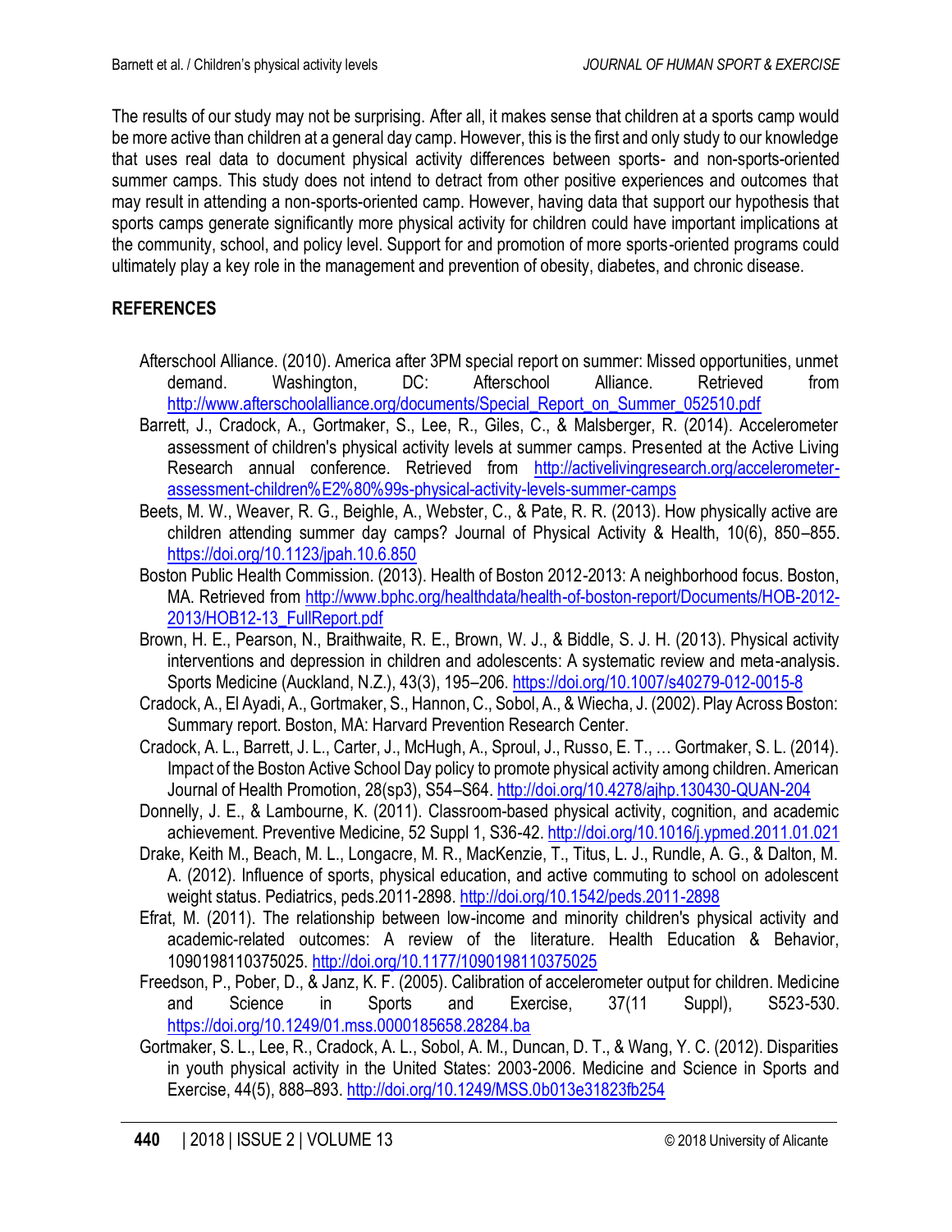The results of our study may not be surprising. After all, it makes sense that children at a sports camp would be more active than children at a general day camp. However, this is the first and only study to our knowledge that uses real data to document physical activity differences between sports- and non-sports-oriented summer camps. This study does not intend to detract from other positive experiences and outcomes that may result in attending a non-sports-oriented camp. However, having data that support our hypothesis that sports camps generate significantly more physical activity for children could have important implications at the community, school, and policy level. Support for and promotion of more sports-oriented programs could ultimately play a key role in the management and prevention of obesity, diabetes, and chronic disease.

## REFERENCES

Afterschool Alliance. (2010). America after 3PM special report on summer: Missed opportunities, unmet demand. Washington, DC: Afterschool Alliance. Retrieved from http://www.afterschoolalliance.org/documents/Special_Report_on_Summer_052510.pdf

Barrett, J., Cradock, A., Gortmaker, S., Lee, R., Giles, C., & Malsberger, R. (2014). Accelerometer assessment of children's physical activity levels at summer camps. Presented at the Active Living Research annual conference. Retrieved from http://activelivingresearch.org/accelerometer-assessment-children%E2%80%99s-physical-activity-levels-summer-camps

Beets, M. W., Weaver, R. G., Beighle, A., Webster, C., & Pate, R. R. (2013). How physically active are children attending summer day camps? Journal of Physical Activity & Health, 10(6), 850–855. https://doi.org/10.1123/jpah.10.6.850

Boston Public Health Commission. (2013). Health of Boston 2012-2013: A neighborhood focus. Boston, MA. Retrieved from http://www.bphc.org/healthdata/health-of-boston-report/Documents/HOB-2012-2013/HOB12-13_FullReport.pdf

Brown, H. E., Pearson, N., Braithwaite, R. E., Brown, W. J., & Biddle, S. J. H. (2013). Physical activity interventions and depression in children and adolescents: A systematic review and meta-analysis. Sports Medicine (Auckland, N.Z.), 43(3), 195–206. https://doi.org/10.1007/s40279-012-0015-8

Cradock, A., El Ayadi, A., Gortmaker, S., Hannon, C., Sobol, A., & Wiecha, J. (2002). Play Across Boston: Summary report. Boston, MA: Harvard Prevention Research Center.

Cradock, A. L., Barrett, J. L., Carter, J., McHugh, A., Sproul, J., Russo, E. T., … Gortmaker, S. L. (2014). Impact of the Boston Active School Day policy to promote physical activity among children. American Journal of Health Promotion, 28(sp3), S54–S64. http://doi.org/10.4278/ajhp.130430-QUAN-204

Donnelly, J. E., & Lambourne, K. (2011). Classroom-based physical activity, cognition, and academic achievement. Preventive Medicine, 52 Suppl 1, S36-42. http://doi.org/10.1016/j.ypmed.2011.01.021

Drake, Keith M., Beach, M. L., Longacre, M. R., MacKenzie, T., Titus, L. J., Rundle, A. G., & Dalton, M. A. (2012). Influence of sports, physical education, and active commuting to school on adolescent weight status. Pediatrics, peds.2011-2898. http://doi.org/10.1542/peds.2011-2898

Efrat, M. (2011). The relationship between low-income and minority children's physical activity and academic-related outcomes: A review of the literature. Health Education & Behavior, 1090198110375025. http://doi.org/10.1177/1090198110375025

Freedson, P., Pober, D., & Janz, K. F. (2005). Calibration of accelerometer output for children. Medicine and Science in Sports and Exercise, 37(11 Suppl), S523-530. https://doi.org/10.1249/01.mss.0000185658.28284.ba

Gortmaker, S. L., Lee, R., Cradock, A. L., Sobol, A. M., Duncan, D. T., & Wang, Y. C. (2012). Disparities in youth physical activity in the United States: 2003-2006. Medicine and Science in Sports and Exercise, 44(5), 888–893. http://doi.org/10.1249/MSS.0b013e31823fb254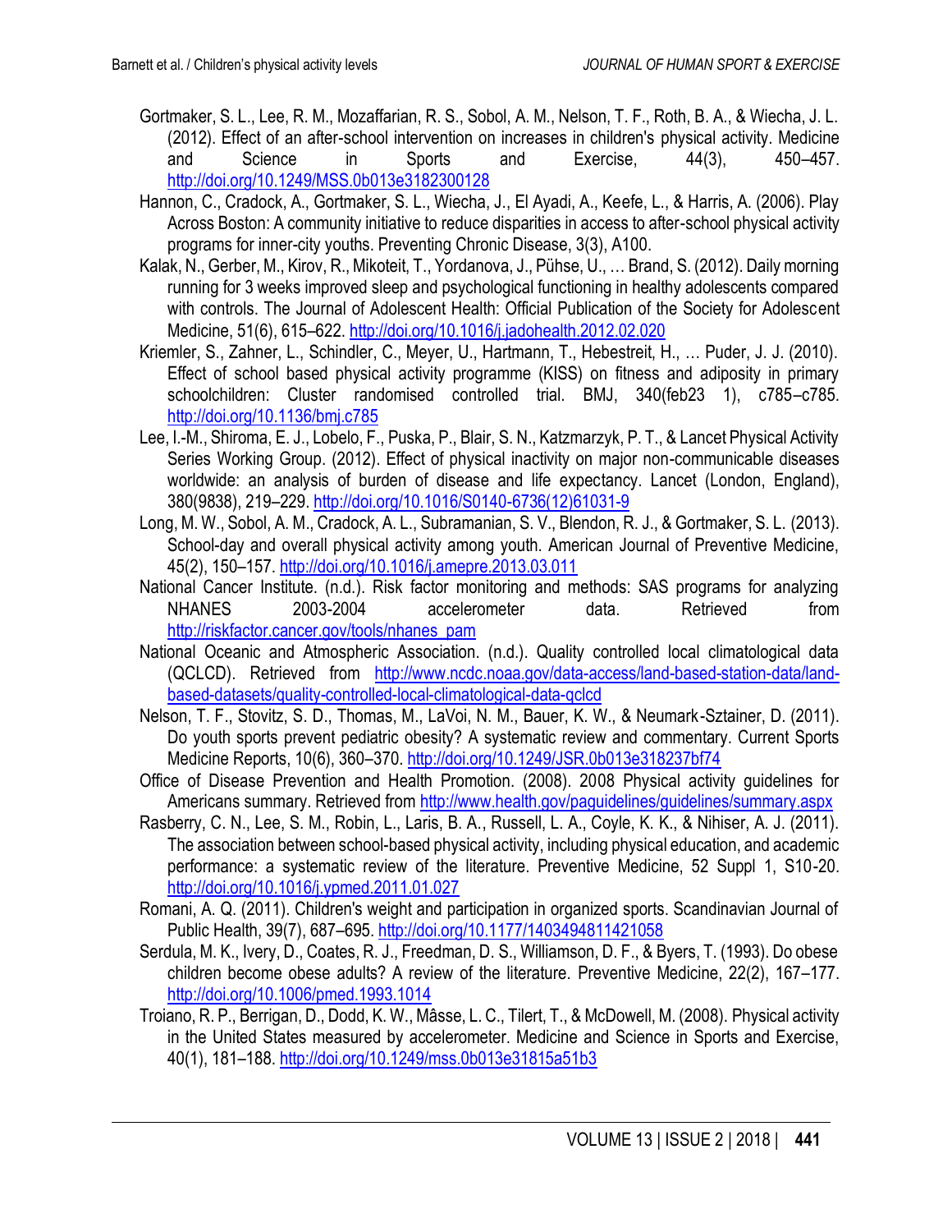Gortmaker, S. L., Lee, R. M., Mozaffarian, R. S., Sobol, A. M., Nelson, T. F., Roth, B. A., & Wiecha, J. L. (2012). Effect of an after-school intervention on increases in children's physical activity. Medicine and Science in Sports and Exercise, 44(3), 450–457. http://doi.org/10.1249/MSS.0b013e3182300128

Hannon, C., Cradock, A., Gortmaker, S. L., Wiecha, J., El Ayadi, A., Keefe, L., & Harris, A. (2006). Play Across Boston: A community initiative to reduce disparities in access to after-school physical activity programs for inner-city youths. Preventing Chronic Disease, 3(3), A100.

Kalak, N., Gerber, M., Kirov, R., Mikoteit, T., Yordanova, J., Pühse, U., … Brand, S. (2012). Daily morning running for 3 weeks improved sleep and psychological functioning in healthy adolescents compared with controls. The Journal of Adolescent Health: Official Publication of the Society for Adolescent Medicine, 51(6), 615–622. http://doi.org/10.1016/j.jadohealth.2012.02.020

Kriemler, S., Zahner, L., Schindler, C., Meyer, U., Hartmann, T., Hebestreit, H., … Puder, J. J. (2010). Effect of school based physical activity programme (KISS) on fitness and adiposity in primary schoolchildren: Cluster randomised controlled trial. BMJ, 340(feb23 1), c785–c785. http://doi.org/10.1136/bmj.c785

Lee, I.-M., Shiroma, E. J., Lobelo, F., Puska, P., Blair, S. N., Katzmarzyk, P. T., & Lancet Physical Activity Series Working Group. (2012). Effect of physical inactivity on major non-communicable diseases worldwide: an analysis of burden of disease and life expectancy. Lancet (London, England), 380(9838), 219–229. http://doi.org/10.1016/S0140-6736(12)61031-9

Long, M. W., Sobol, A. M., Cradock, A. L., Subramanian, S. V., Blendon, R. J., & Gortmaker, S. L. (2013). School-day and overall physical activity among youth. American Journal of Preventive Medicine, 45(2), 150–157. http://doi.org/10.1016/j.amepre.2013.03.011

National Cancer Institute. (n.d.). Risk factor monitoring and methods: SAS programs for analyzing NHANES 2003-2004 accelerometer data. Retrieved from http://riskfactor.cancer.gov/tools/nhanes_pam

National Oceanic and Atmospheric Association. (n.d.). Quality controlled local climatological data (QCLCD). Retrieved from http://www.ncdc.noaa.gov/data-access/land-based-station-data/land-based-datasets/quality-controlled-local-climatological-data-qclcd

Nelson, T. F., Stovitz, S. D., Thomas, M., LaVoi, N. M., Bauer, K. W., & Neumark-Sztainer, D. (2011). Do youth sports prevent pediatric obesity? A systematic review and commentary. Current Sports Medicine Reports, 10(6), 360–370. http://doi.org/10.1249/JSR.0b013e318237bf74

Office of Disease Prevention and Health Promotion. (2008). 2008 Physical activity guidelines for Americans summary. Retrieved from http://www.health.gov/paguidelines/guidelines/summary.aspx

Rasberry, C. N., Lee, S. M., Robin, L., Laris, B. A., Russell, L. A., Coyle, K. K., & Nihiser, A. J. (2011). The association between school-based physical activity, including physical education, and academic performance: a systematic review of the literature. Preventive Medicine, 52 Suppl 1, S10-20. http://doi.org/10.1016/j.ypmed.2011.01.027

Romani, A. Q. (2011). Children's weight and participation in organized sports. Scandinavian Journal of Public Health, 39(7), 687–695. http://doi.org/10.1177/1403494811421058

Serdula, M. K., Ivery, D., Coates, R. J., Freedman, D. S., Williamson, D. F., & Byers, T. (1993). Do obese children become obese adults? A review of the literature. Preventive Medicine, 22(2), 167–177. http://doi.org/10.1006/pmed.1993.1014

Troiano, R. P., Berrigan, D., Dodd, K. W., Mâsse, L. C., Tilert, T., & McDowell, M. (2008). Physical activity in the United States measured by accelerometer. Medicine and Science in Sports and Exercise, 40(1), 181–188. http://doi.org/10.1249/mss.0b013e31815a51b3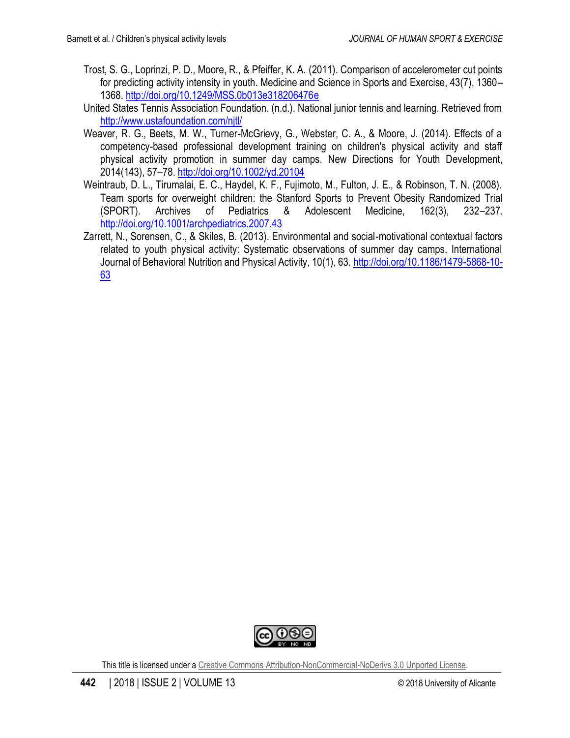Trost, S. G., Loprinzi, P. D., Moore, R., & Pfeiffer, K. A. (2011). Comparison of accelerometer cut points for predicting activity intensity in youth. Medicine and Science in Sports and Exercise, 43(7), 1360–1368. http://doi.org/10.1249/MSS.0b013e318206476e

United States Tennis Association Foundation. (n.d.). National junior tennis and learning. Retrieved from http://www.ustafoundation.com/njtl/

Weaver, R. G., Beets, M. W., Turner-McGrievy, G., Webster, C. A., & Moore, J. (2014). Effects of a competency-based professional development training on children's physical activity and staff physical activity promotion in summer day camps. New Directions for Youth Development, 2014(143), 57–78. http://doi.org/10.1002/yd.20104

Weintraub, D. L., Tirumalai, E. C., Haydel, K. F., Fujimoto, M., Fulton, J. E., & Robinson, T. N. (2008). Team sports for overweight children: the Stanford Sports to Prevent Obesity Randomized Trial (SPORT). Archives of Pediatrics & Adolescent Medicine, 162(3), 232–237. http://doi.org/10.1001/archpediatrics.2007.43

Zarrett, N., Sorensen, C., & Skiles, B. (2013). Environmental and social-motivational contextual factors related to youth physical activity: Systematic observations of summer day camps. International Journal of Behavioral Nutrition and Physical Activity, 10(1), 63. http://doi.org/10.1186/1479-5868-10-63

This title is licensed under a Creative Commons Attribution-NonCommercial-NoDerivs 3.0 Unported License.